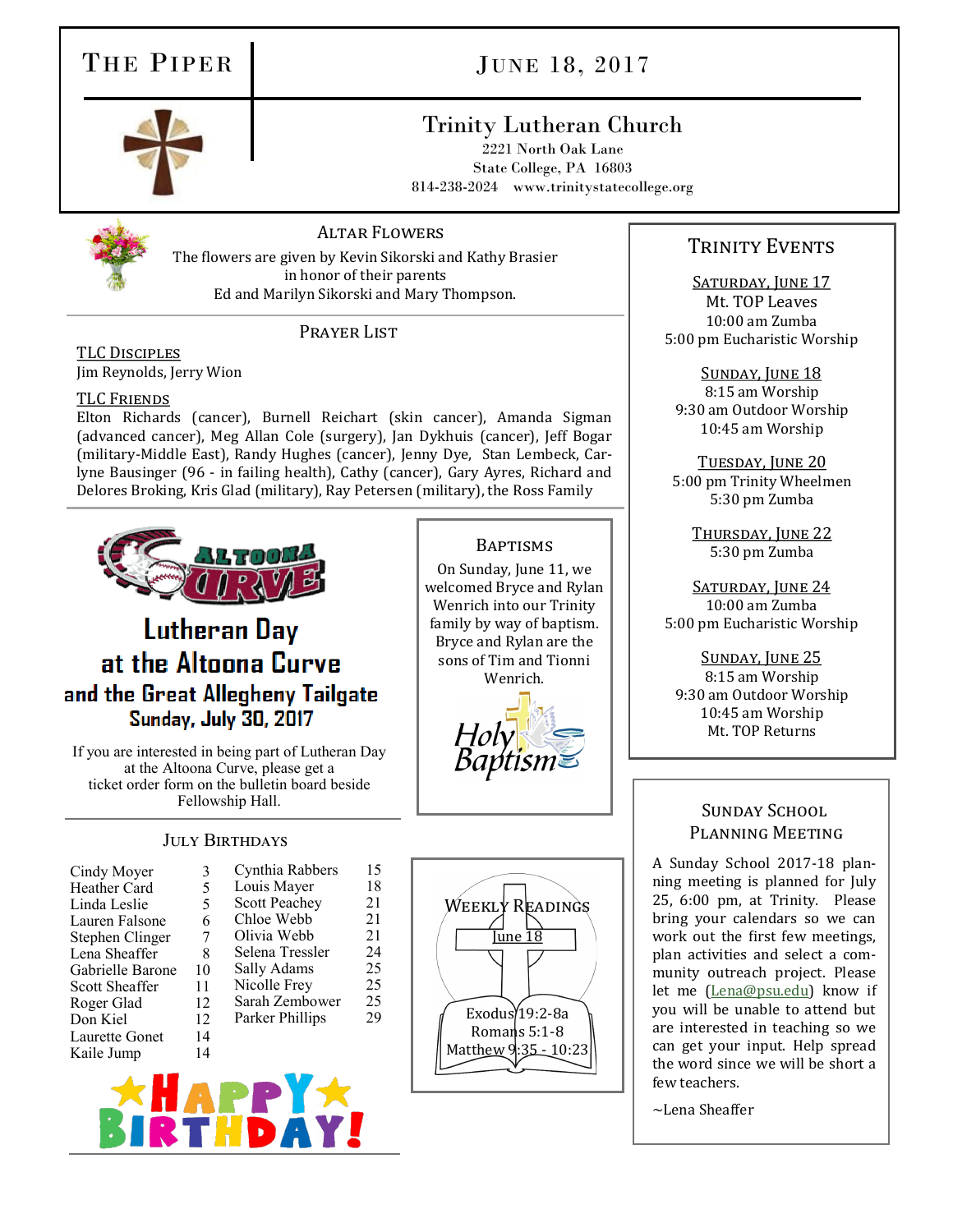# The Piper

## June 18, 2017

### Trinity Lutheran Church

2221 North Oak Lane
State College, PA 16803
814-238-2024 www.trinitystatecollege.org

## Altar Flowers

The flowers are given by Kevin Sikorski and Kathy Brasier in honor of their parents Ed and Marilyn Sikorski and Mary Thompson.

## Prayer List

**TLC Disciples**
Jim Reynolds, Jerry Wion

**TLC Friends**
Elton Richards (cancer), Burnell Reichart (skin cancer), Amanda Sigman (advanced cancer), Meg Allan Cole (surgery), Jan Dykhuis (cancer), Jeff Bogar (military-Middle East), Randy Hughes (cancer), Jenny Dye, Stan Lembeck, Carlyne Bausinger (96 - in failing health), Cathy (cancer), Gary Ayres, Richard and Delores Broking, Kris Glad (military), Ray Petersen (military), the Ross Family

## Lutheran Day at the Altoona Curve and the Great Allegheny Tailgate

**Sunday, July 30, 2017**

If you are interested in being part of Lutheran Day at the Altoona Curve, please get a ticket order form on the bulletin board beside Fellowship Hall.

## Baptisms

On Sunday, June 11, we welcomed Bryce and Rylan Wenrich into our Trinity family by way of baptism. Bryce and Rylan are the sons of Tim and Tionni Wenrich.

## July Birthdays

| Name | Day | Name | Day |
|---|---|---|---|
| Cindy Moyer | 3 | Cynthia Rabbers | 15 |
| Heather Card | 5 | Louis Mayer | 18 |
| Linda Leslie | 5 | Scott Peachey | 21 |
| Lauren Falsone | 6 | Chloe Webb | 21 |
| Stephen Clinger | 7 | Olivia Webb | 21 |
| Lena Sheaffer | 8 | Selena Tressler | 24 |
| Gabrielle Barone | 10 | Sally Adams | 25 |
| Scott Sheaffer | 11 | Nicolle Frey | 25 |
| Roger Glad | 12 | Sarah Zembower | 25 |
| Don Kiel | 12 | Parker Phillips | 29 |
| Laurette Gonet | 14 | | |
| Kaile Jump | 14 | | |

HAPPY BIRTHDAY!

## Weekly Readings

June 18

Exodus 19:2-8a
Romans 5:1-8
Matthew 9:35 - 10:23

## Trinity Events

**Saturday, June 17**
Mt. TOP Leaves
10:00 am Zumba
5:00 pm Eucharistic Worship

**Sunday, June 18**
8:15 am Worship
9:30 am Outdoor Worship
10:45 am Worship

**Tuesday, June 20**
5:00 pm Trinity Wheelmen
5:30 pm Zumba

**Thursday, June 22**
5:30 pm Zumba

**Saturday, June 24**
10:00 am Zumba
5:00 pm Eucharistic Worship

**Sunday, June 25**
8:15 am Worship
9:30 am Outdoor Worship
10:45 am Worship
Mt. TOP Returns

## Sunday School Planning Meeting

A Sunday School 2017-18 planning meeting is planned for July 25, 6:00 pm, at Trinity. Please bring your calendars so we can work out the first few meetings, plan activities and select a community outreach project. Please let me (Lena@psu.edu) know if you will be unable to attend but are interested in teaching so we can get your input. Help spread the word since we will be short a few teachers.

~Lena Sheaffer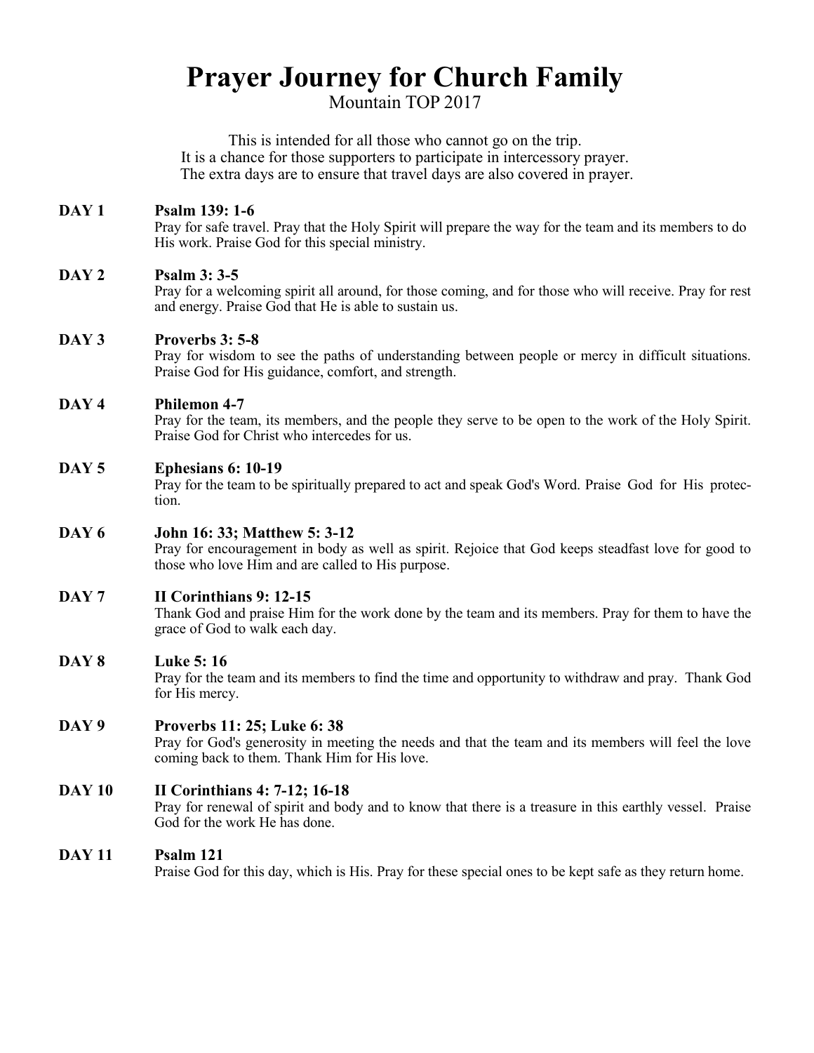# Prayer Journey for Church Family

Mountain TOP 2017

This is intended for all those who cannot go on the trip.
It is a chance for those supporters to participate in intercessory prayer.
The extra days are to ensure that travel days are also covered in prayer.

**DAY 1** **Psalm 139: 1-6**
Pray for safe travel. Pray that the Holy Spirit will prepare the way for the team and its members to do His work. Praise God for this special ministry.

**DAY 2** **Psalm 3: 3-5**
Pray for a welcoming spirit all around, for those coming, and for those who will receive. Pray for rest and energy. Praise God that He is able to sustain us.

**DAY 3** **Proverbs 3: 5-8**
Pray for wisdom to see the paths of understanding between people or mercy in difficult situations. Praise God for His guidance, comfort, and strength.

**DAY 4** **Philemon 4-7**
Pray for the team, its members, and the people they serve to be open to the work of the Holy Spirit. Praise God for Christ who intercedes for us.

**DAY 5** **Ephesians 6: 10-19**
Pray for the team to be spiritually prepared to act and speak God's Word. Praise God for His protection.

**DAY 6** **John 16: 33; Matthew 5: 3-12**
Pray for encouragement in body as well as spirit. Rejoice that God keeps steadfast love for good to those who love Him and are called to His purpose.

**DAY 7** **II Corinthians 9: 12-15**
Thank God and praise Him for the work done by the team and its members. Pray for them to have the grace of God to walk each day.

**DAY 8** **Luke 5: 16**
Pray for the team and its members to find the time and opportunity to withdraw and pray. Thank God for His mercy.

**DAY 9** **Proverbs 11: 25; Luke 6: 38**
Pray for God's generosity in meeting the needs and that the team and its members will feel the love coming back to them. Thank Him for His love.

**DAY 10** **II Corinthians 4: 7-12; 16-18**
Pray for renewal of spirit and body and to know that there is a treasure in this earthly vessel. Praise God for the work He has done.

**DAY 11** **Psalm 121**
Praise God for this day, which is His. Pray for these special ones to be kept safe as they return home.